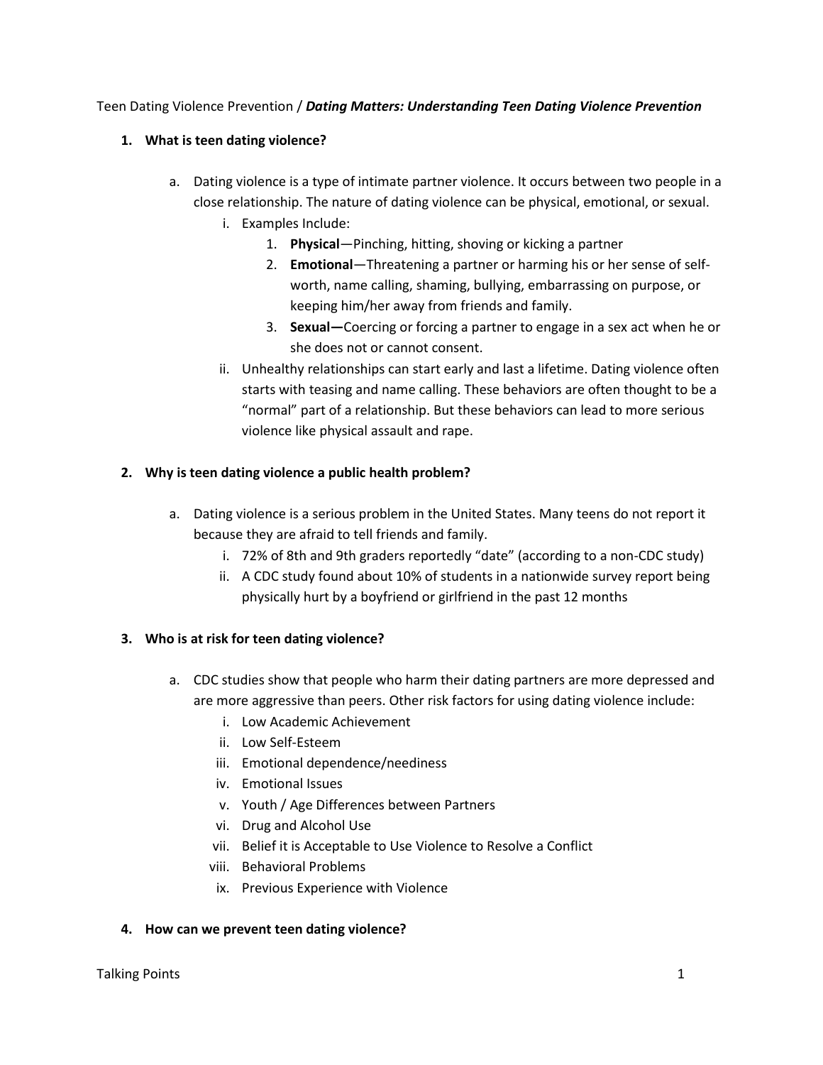Teen Dating Violence Prevention / ***Dating Matters: Understanding Teen Dating Violence Prevention***

1. **What is teen dating violence?**

    a. Dating violence is a type of intimate partner violence. It occurs between two people in a close relationship. The nature of dating violence can be physical, emotional, or sexual.

        i. Examples Include:

            1. **Physical**—Pinching, hitting, shoving or kicking a partner
            2. **Emotional**—Threatening a partner or harming his or her sense of self-worth, name calling, shaming, bullying, embarrassing on purpose, or keeping him/her away from friends and family.
            3. **Sexual—**Coercing or forcing a partner to engage in a sex act when he or she does not or cannot consent.

        ii. Unhealthy relationships can start early and last a lifetime. Dating violence often starts with teasing and name calling. These behaviors are often thought to be a "normal" part of a relationship. But these behaviors can lead to more serious violence like physical assault and rape.

2. **Why is teen dating violence a public health problem?**

    a. Dating violence is a serious problem in the United States. Many teens do not report it because they are afraid to tell friends and family.

        i. 72% of 8th and 9th graders reportedly "date" (according to a non-CDC study)

        ii. A CDC study found about 10% of students in a nationwide survey report being physically hurt by a boyfriend or girlfriend in the past 12 months

3. **Who is at risk for teen dating violence?**

    a. CDC studies show that people who harm their dating partners are more depressed and are more aggressive than peers. Other risk factors for using dating violence include:

        i. Low Academic Achievement
        ii. Low Self-Esteem
        iii. Emotional dependence/neediness
        iv. Emotional Issues
        v. Youth / Age Differences between Partners
        vi. Drug and Alcohol Use
        vii. Belief it is Acceptable to Use Violence to Resolve a Conflict
        viii. Behavioral Problems
        ix. Previous Experience with Violence

4. **How can we prevent teen dating violence?**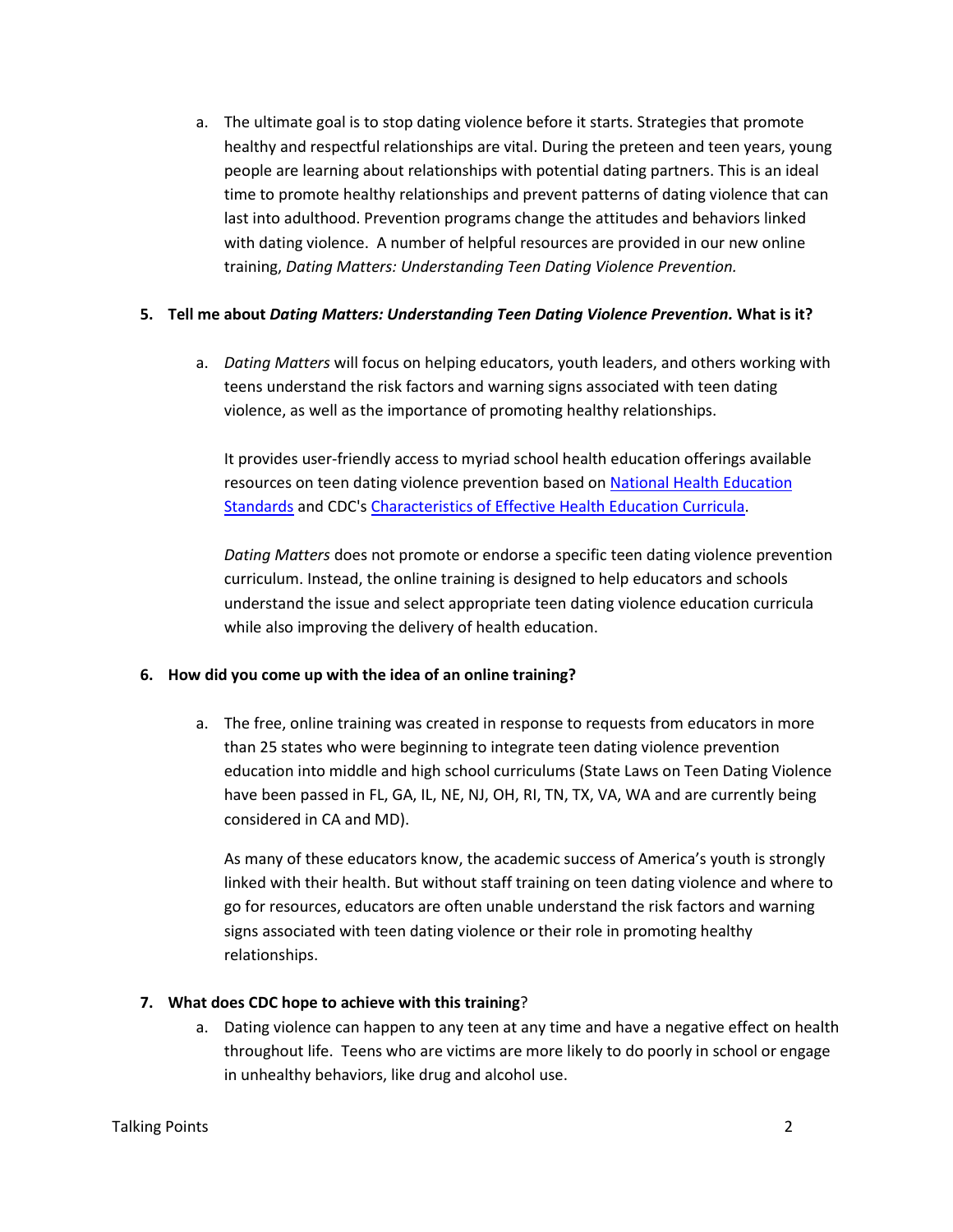a. The ultimate goal is to stop dating violence before it starts. Strategies that promote healthy and respectful relationships are vital. During the preteen and teen years, young people are learning about relationships with potential dating partners. This is an ideal time to promote healthy relationships and prevent patterns of dating violence that can last into adulthood. Prevention programs change the attitudes and behaviors linked with dating violence. A number of helpful resources are provided in our new online training, *Dating Matters: Understanding Teen Dating Violence Prevention.*

**5. Tell me about *Dating Matters: Understanding Teen Dating Violence Prevention.* What is it?**

a. *Dating Matters* will focus on helping educators, youth leaders, and others working with teens understand the risk factors and warning signs associated with teen dating violence, as well as the importance of promoting healthy relationships.

   It provides user-friendly access to myriad school health education offerings available resources on teen dating violence prevention based on [National Health Education Standards]() and CDC's [Characteristics of Effective Health Education Curricula]().

   *Dating Matters* does not promote or endorse a specific teen dating violence prevention curriculum. Instead, the online training is designed to help educators and schools understand the issue and select appropriate teen dating violence education curricula while also improving the delivery of health education.

**6. How did you come up with the idea of an online training?**

a. The free, online training was created in response to requests from educators in more than 25 states who were beginning to integrate teen dating violence prevention education into middle and high school curriculums (State Laws on Teen Dating Violence have been passed in FL, GA, IL, NE, NJ, OH, RI, TN, TX, VA, WA and are currently being considered in CA and MD).

   As many of these educators know, the academic success of America's youth is strongly linked with their health. But without staff training on teen dating violence and where to go for resources, educators are often unable understand the risk factors and warning signs associated with teen dating violence or their role in promoting healthy relationships.

**7. What does CDC hope to achieve with this training?**

a. Dating violence can happen to any teen at any time and have a negative effect on health throughout life. Teens who are victims are more likely to do poorly in school or engage in unhealthy behaviors, like drug and alcohol use.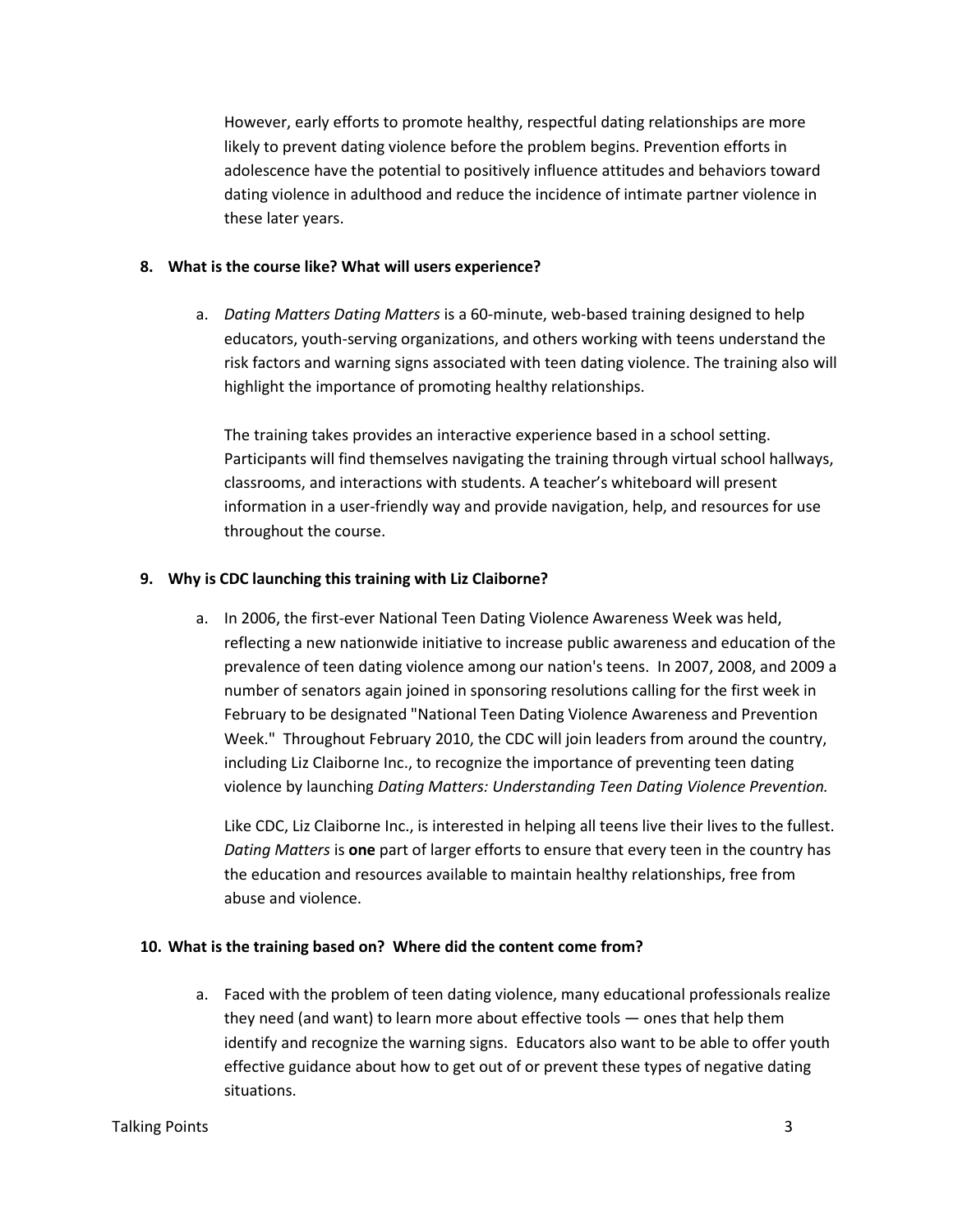However, early efforts to promote healthy, respectful dating relationships are more likely to prevent dating violence before the problem begins. Prevention efforts in adolescence have the potential to positively influence attitudes and behaviors toward dating violence in adulthood and reduce the incidence of intimate partner violence in these later years.

**8. What is the course like? What will users experience?**

a. *Dating Matters Dating Matters* is a 60-minute, web-based training designed to help educators, youth-serving organizations, and others working with teens understand the risk factors and warning signs associated with teen dating violence. The training also will highlight the importance of promoting healthy relationships.

   The training takes provides an interactive experience based in a school setting. Participants will find themselves navigating the training through virtual school hallways, classrooms, and interactions with students. A teacher's whiteboard will present information in a user-friendly way and provide navigation, help, and resources for use throughout the course.

**9. Why is CDC launching this training with Liz Claiborne?**

a. In 2006, the first-ever National Teen Dating Violence Awareness Week was held, reflecting a new nationwide initiative to increase public awareness and education of the prevalence of teen dating violence among our nation's teens. In 2007, 2008, and 2009 a number of senators again joined in sponsoring resolutions calling for the first week in February to be designated "National Teen Dating Violence Awareness and Prevention Week." Throughout February 2010, the CDC will join leaders from around the country, including Liz Claiborne Inc., to recognize the importance of preventing teen dating violence by launching *Dating Matters: Understanding Teen Dating Violence Prevention.*

   Like CDC, Liz Claiborne Inc., is interested in helping all teens live their lives to the fullest. *Dating Matters* is **one** part of larger efforts to ensure that every teen in the country has the education and resources available to maintain healthy relationships, free from abuse and violence.

**10. What is the training based on? Where did the content come from?**

a. Faced with the problem of teen dating violence, many educational professionals realize they need (and want) to learn more about effective tools — ones that help them identify and recognize the warning signs. Educators also want to be able to offer youth effective guidance about how to get out of or prevent these types of negative dating situations.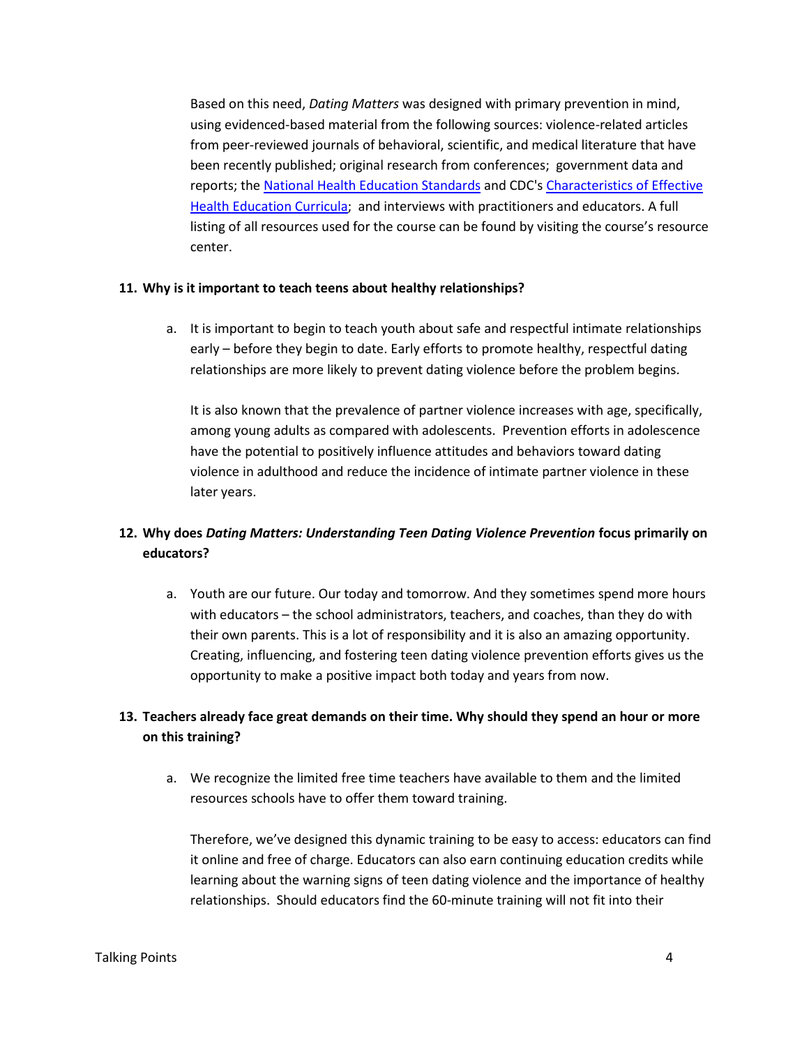Based on this need, *Dating Matters* was designed with primary prevention in mind, using evidenced-based material from the following sources: violence-related articles from peer-reviewed journals of behavioral, scientific, and medical literature that have been recently published; original research from conferences; government data and reports; the [National Health Education Standards]() and CDC's [Characteristics of Effective Health Education Curricula](); and interviews with practitioners and educators. A full listing of all resources used for the course can be found by visiting the course's resource center.

**11. Why is it important to teach teens about healthy relationships?**

a. It is important to begin to teach youth about safe and respectful intimate relationships early – before they begin to date. Early efforts to promote healthy, respectful dating relationships are more likely to prevent dating violence before the problem begins.

   It is also known that the prevalence of partner violence increases with age, specifically, among young adults as compared with adolescents. Prevention efforts in adolescence have the potential to positively influence attitudes and behaviors toward dating violence in adulthood and reduce the incidence of intimate partner violence in these later years.

**12. Why does *Dating Matters: Understanding Teen Dating Violence Prevention* focus primarily on educators?**

a. Youth are our future. Our today and tomorrow. And they sometimes spend more hours with educators – the school administrators, teachers, and coaches, than they do with their own parents. This is a lot of responsibility and it is also an amazing opportunity. Creating, influencing, and fostering teen dating violence prevention efforts gives us the opportunity to make a positive impact both today and years from now.

**13. Teachers already face great demands on their time. Why should they spend an hour or more on this training?**

a. We recognize the limited free time teachers have available to them and the limited resources schools have to offer them toward training.

   Therefore, we've designed this dynamic training to be easy to access: educators can find it online and free of charge. Educators can also earn continuing education credits while learning about the warning signs of teen dating violence and the importance of healthy relationships. Should educators find the 60-minute training will not fit into their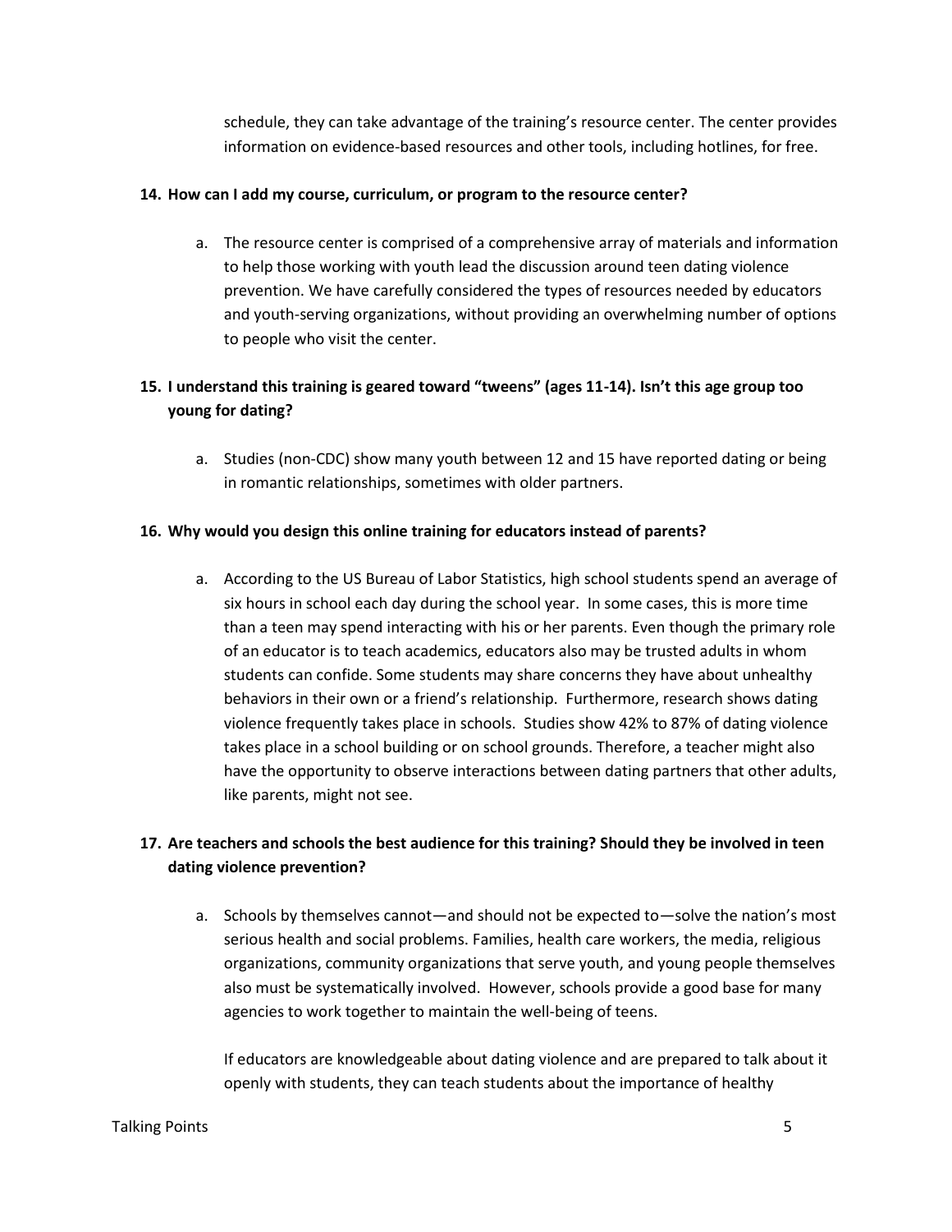schedule, they can take advantage of the training's resource center. The center provides information on evidence-based resources and other tools, including hotlines, for free.

**14. How can I add my course, curriculum, or program to the resource center?**

a. The resource center is comprised of a comprehensive array of materials and information to help those working with youth lead the discussion around teen dating violence prevention. We have carefully considered the types of resources needed by educators and youth-serving organizations, without providing an overwhelming number of options to people who visit the center.

**15. I understand this training is geared toward "tweens" (ages 11-14). Isn't this age group too young for dating?**

a. Studies (non-CDC) show many youth between 12 and 15 have reported dating or being in romantic relationships, sometimes with older partners.

**16. Why would you design this online training for educators instead of parents?**

a. According to the US Bureau of Labor Statistics, high school students spend an average of six hours in school each day during the school year. In some cases, this is more time than a teen may spend interacting with his or her parents. Even though the primary role of an educator is to teach academics, educators also may be trusted adults in whom students can confide. Some students may share concerns they have about unhealthy behaviors in their own or a friend's relationship. Furthermore, research shows dating violence frequently takes place in schools. Studies show 42% to 87% of dating violence takes place in a school building or on school grounds. Therefore, a teacher might also have the opportunity to observe interactions between dating partners that other adults, like parents, might not see.

**17. Are teachers and schools the best audience for this training? Should they be involved in teen dating violence prevention?**

a. Schools by themselves cannot—and should not be expected to—solve the nation's most serious health and social problems. Families, health care workers, the media, religious organizations, community organizations that serve youth, and young people themselves also must be systematically involved. However, schools provide a good base for many agencies to work together to maintain the well-being of teens.

   If educators are knowledgeable about dating violence and are prepared to talk about it openly with students, they can teach students about the importance of healthy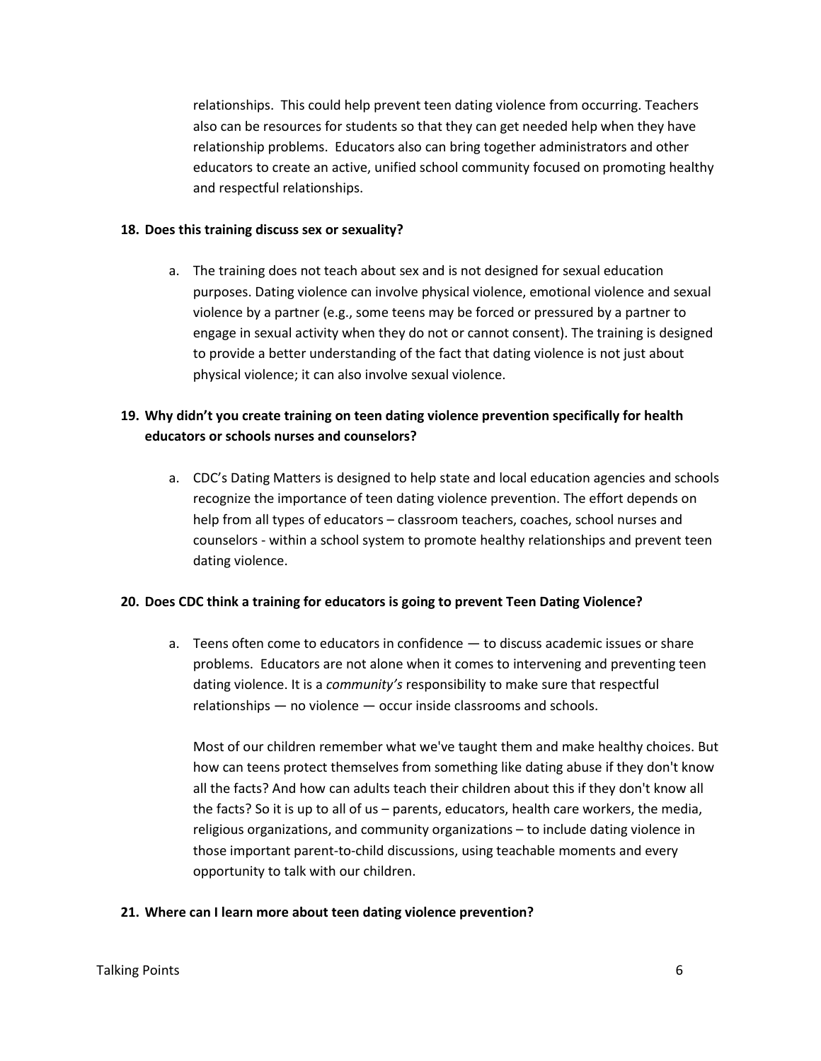relationships. This could help prevent teen dating violence from occurring. Teachers also can be resources for students so that they can get needed help when they have relationship problems. Educators also can bring together administrators and other educators to create an active, unified school community focused on promoting healthy and respectful relationships.

**18. Does this training discuss sex or sexuality?**

a. The training does not teach about sex and is not designed for sexual education purposes. Dating violence can involve physical violence, emotional violence and sexual violence by a partner (e.g., some teens may be forced or pressured by a partner to engage in sexual activity when they do not or cannot consent). The training is designed to provide a better understanding of the fact that dating violence is not just about physical violence; it can also involve sexual violence.

**19. Why didn't you create training on teen dating violence prevention specifically for health educators or schools nurses and counselors?**

a. CDC's Dating Matters is designed to help state and local education agencies and schools recognize the importance of teen dating violence prevention. The effort depends on help from all types of educators – classroom teachers, coaches, school nurses and counselors - within a school system to promote healthy relationships and prevent teen dating violence.

**20. Does CDC think a training for educators is going to prevent Teen Dating Violence?**

a. Teens often come to educators in confidence — to discuss academic issues or share problems. Educators are not alone when it comes to intervening and preventing teen dating violence. It is a *community's* responsibility to make sure that respectful relationships — no violence — occur inside classrooms and schools.

   Most of our children remember what we've taught them and make healthy choices. But how can teens protect themselves from something like dating abuse if they don't know all the facts? And how can adults teach their children about this if they don't know all the facts? So it is up to all of us – parents, educators, health care workers, the media, religious organizations, and community organizations – to include dating violence in those important parent-to-child discussions, using teachable moments and every opportunity to talk with our children.

**21. Where can I learn more about teen dating violence prevention?**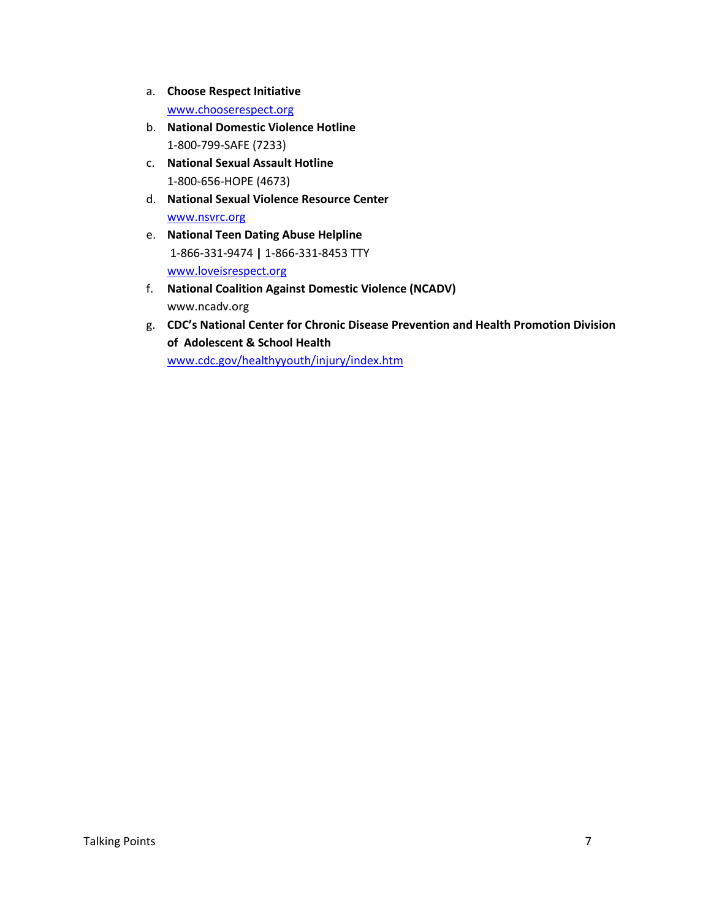a. **Choose Respect Initiative**
   www.chooserespect.org
b. **National Domestic Violence Hotline**
   1-800-799-SAFE (7233)
c. **National Sexual Assault Hotline**
   1-800-656-HOPE (4673)
d. **National Sexual Violence Resource Center**
   www.nsvrc.org
e. **National Teen Dating Abuse Helpline**
   1-866-331-9474 **|** 1-866-331-8453 TTY
   www.loveisrespect.org
f. **National Coalition Against Domestic Violence (NCADV)**
   www.ncadv.org
g. **CDC's National Center for Chronic Disease Prevention and Health Promotion Division of Adolescent & School Health**
   www.cdc.gov/healthyyouth/injury/index.htm